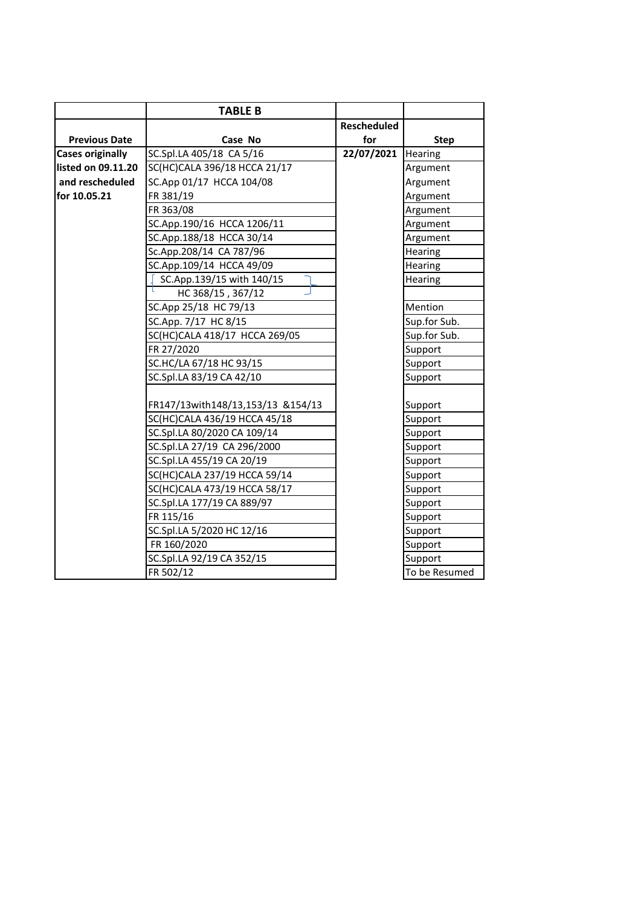| Previous Date | TABLE B<br>Case No | Rescheduled for | Step |
|---|---|---|---|
| Cases originally listed on 09.11.20 and rescheduled for 10.05.21 | SC.Spl.LA 405/18 CA 5/16 | 22/07/2021 | Hearing |
| | SC(HC)CALA 396/18 HCCA 21/17 | | Argument |
| | SC.App 01/17 HCCA 104/08 | | Argument |
| | FR 381/19 | | Argument |
| | FR 363/08 | | Argument |
| | SC.App.190/16 HCCA 1206/11 | | Argument |
| | SC.App.188/18 HCCA 30/14 | | Argument |
| | Sc.App.208/14 CA 787/96 | | Hearing |
| | SC.App.109/14 HCCA 49/09 | | Hearing |
| | SC.App.139/15 with 140/15 HC 368/15 , 367/12 | | Hearing |
| | SC.App 25/18 HC 79/13 | | Mention |
| | SC.App. 7/17 HC 8/15 | | Sup.for Sub. |
| | SC(HC)CALA 418/17 HCCA 269/05 | | Sup.for Sub. |
| | FR 27/2020 | | Support |
| | SC.HC/LA 67/18 HC 93/15 | | Support |
| | SC.Spl.LA 83/19 CA 42/10 | | Support |
| | FR147/13with148/13,153/13 &154/13 | | Support |
| | SC(HC)CALA 436/19 HCCA 45/18 | | Support |
| | SC.Spl.LA 80/2020 CA 109/14 | | Support |
| | SC.Spl.LA 27/19 CA 296/2000 | | Support |
| | SC.Spl.LA 455/19 CA 20/19 | | Support |
| | SC(HC)CALA 237/19 HCCA 59/14 | | Support |
| | SC(HC)CALA 473/19 HCCA 58/17 | | Support |
| | SC.Spl.LA 177/19 CA 889/97 | | Support |
| | FR 115/16 | | Support |
| | SC.Spl.LA 5/2020 HC 12/16 | | Support |
| | FR 160/2020 | | Support |
| | SC.Spl.LA 92/19 CA 352/15 | | Support |
| | FR 502/12 | | To be Resumed |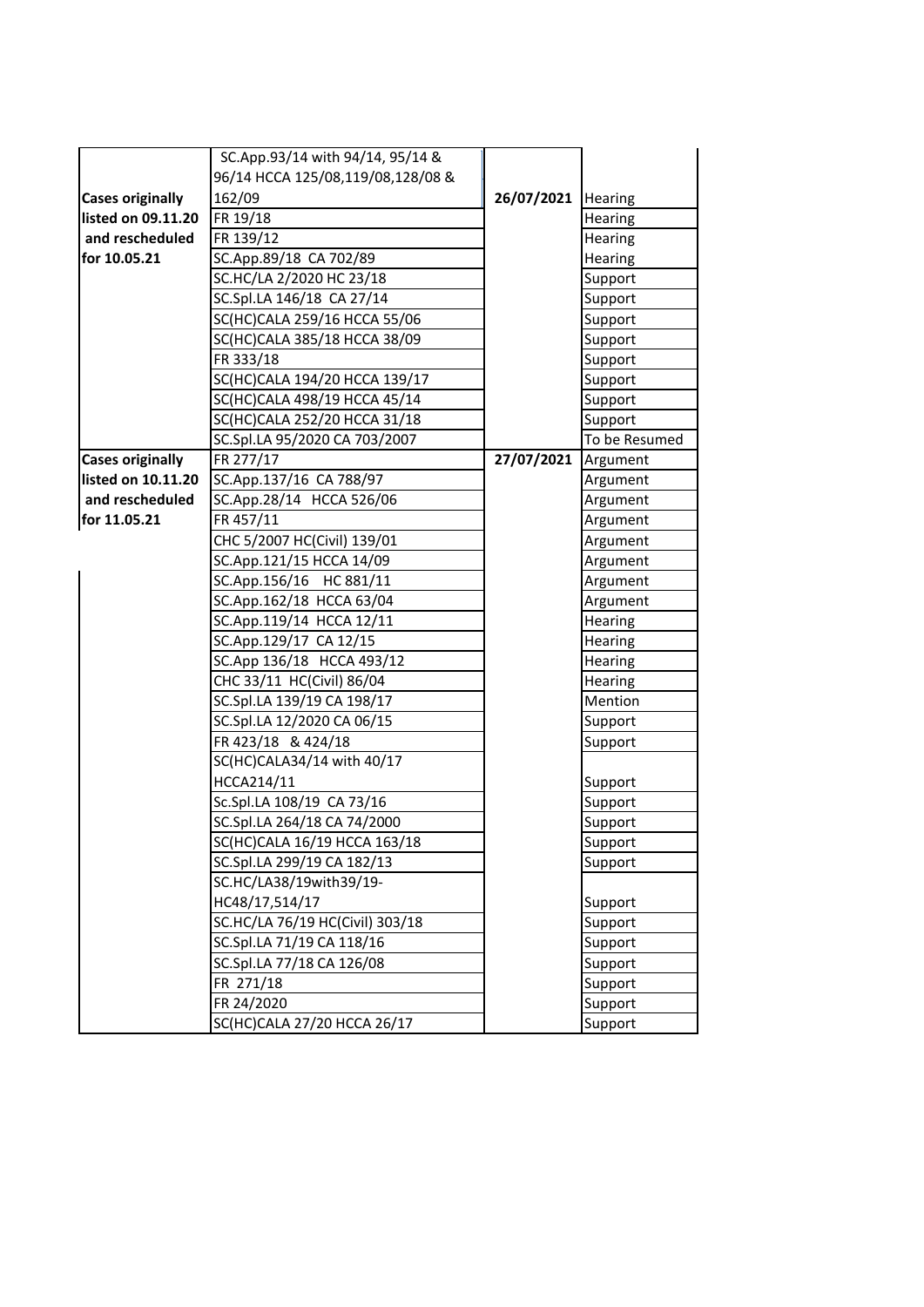| | | | |
|---|---|---|---|
| **Cases originally listed on 09.11.20 and rescheduled for 10.05.21** | SC.App.93/14 with 94/14, 95/14 & 96/14 HCCA 125/08,119/08,128/08 & 162/09 | **26/07/2021** | Hearing |
| | FR 19/18 | | Hearing |
| | FR 139/12 | | Hearing |
| | SC.App.89/18 CA 702/89 | | Hearing |
| | SC.HC/LA 2/2020 HC 23/18 | | Support |
| | SC.Spl.LA 146/18 CA 27/14 | | Support |
| | SC(HC)CALA 259/16 HCCA 55/06 | | Support |
| | SC(HC)CALA 385/18 HCCA 38/09 | | Support |
| | FR 333/18 | | Support |
| | SC(HC)CALA 194/20 HCCA 139/17 | | Support |
| | SC(HC)CALA 498/19 HCCA 45/14 | | Support |
| | SC(HC)CALA 252/20 HCCA 31/18 | | Support |
| | SC.Spl.LA 95/2020 CA 703/2007 | | To be Resumed |
| **Cases originally listed on 10.11.20 and rescheduled for 11.05.21** | FR 277/17 | **27/07/2021** | Argument |
| | SC.App.137/16 CA 788/97 | | Argument |
| | SC.App.28/14 HCCA 526/06 | | Argument |
| | FR 457/11 | | Argument |
| | CHC 5/2007 HC(Civil) 139/01 | | Argument |
| | SC.App.121/15 HCCA 14/09 | | Argument |
| | SC.App.156/16 HC 881/11 | | Argument |
| | SC.App.162/18 HCCA 63/04 | | Argument |
| | SC.App.119/14 HCCA 12/11 | | Hearing |
| | SC.App.129/17 CA 12/15 | | Hearing |
| | SC.App 136/18 HCCA 493/12 | | Hearing |
| | CHC 33/11 HC(Civil) 86/04 | | Hearing |
| | SC.Spl.LA 139/19 CA 198/17 | | Mention |
| | SC.Spl.LA 12/2020 CA 06/15 | | Support |
| | FR 423/18 & 424/18 | | Support |
| | SC(HC)CALA34/14 with 40/17 HCCA214/11 | | Support |
| | Sc.Spl.LA 108/19 CA 73/16 | | Support |
| | SC.Spl.LA 264/18 CA 74/2000 | | Support |
| | SC(HC)CALA 16/19 HCCA 163/18 | | Support |
| | SC.Spl.LA 299/19 CA 182/13 | | Support |
| | SC.HC/LA38/19with39/19-HC48/17,514/17 | | Support |
| | SC.HC/LA 76/19 HC(Civil) 303/18 | | Support |
| | SC.Spl.LA 71/19 CA 118/16 | | Support |
| | SC.Spl.LA 77/18 CA 126/08 | | Support |
| | FR 271/18 | | Support |
| | FR 24/2020 | | Support |
| | SC(HC)CALA 27/20 HCCA 26/17 | | Support |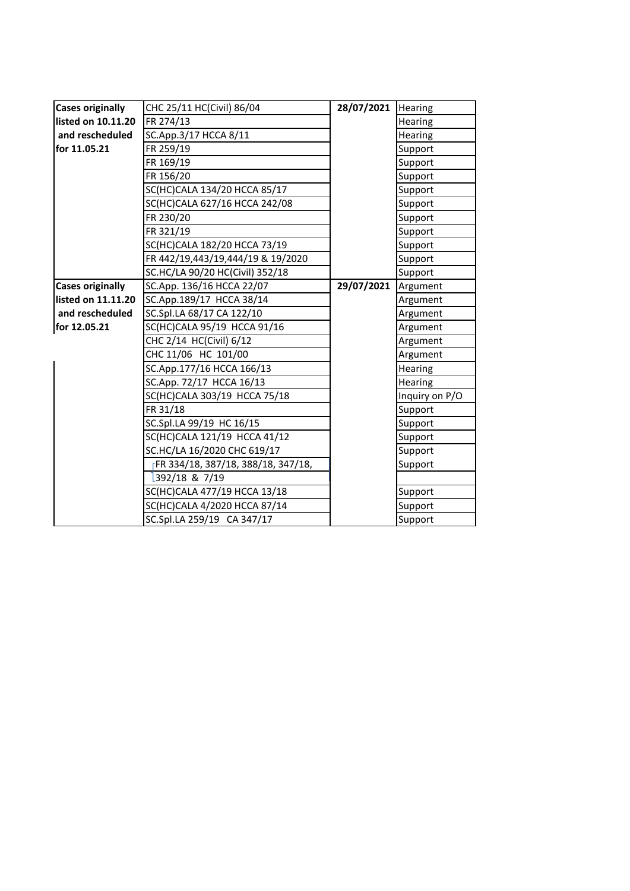| | | | |
|---|---|---|---|
| **Cases originally listed on 10.11.20 and rescheduled for 11.05.21** | CHC 25/11 HC(Civil) 86/04 | **28/07/2021** | Hearing |
| | FR 274/13 | | Hearing |
| | SC.App.3/17 HCCA 8/11 | | Hearing |
| | FR 259/19 | | Support |
| | FR 169/19 | | Support |
| | FR 156/20 | | Support |
| | SC(HC)CALA 134/20 HCCA 85/17 | | Support |
| | SC(HC)CALA 627/16 HCCA 242/08 | | Support |
| | FR 230/20 | | Support |
| | FR 321/19 | | Support |
| | SC(HC)CALA 182/20 HCCA 73/19 | | Support |
| | FR 442/19,443/19,444/19 & 19/2020 | | Support |
| | SC.HC/LA 90/20 HC(Civil) 352/18 | | Support |
| **Cases originally listed on 11.11.20 and rescheduled for 12.05.21** | SC.App. 136/16 HCCA 22/07 | **29/07/2021** | Argument |
| | SC.App.189/17 HCCA 38/14 | | Argument |
| | SC.Spl.LA 68/17 CA 122/10 | | Argument |
| | SC(HC)CALA 95/19 HCCA 91/16 | | Argument |
| | CHC 2/14 HC(Civil) 6/12 | | Argument |
| | CHC 11/06 HC 101/00 | | Argument |
| | SC.App.177/16 HCCA 166/13 | | Hearing |
| | SC.App. 72/17 HCCA 16/13 | | Hearing |
| | SC(HC)CALA 303/19 HCCA 75/18 | | Inquiry on P/O |
| | FR 31/18 | | Support |
| | SC.Spl.LA 99/19 HC 16/15 | | Support |
| | SC(HC)CALA 121/19 HCCA 41/12 | | Support |
| | SC.HC/LA 16/2020 CHC 619/17 | | Support |
| | FR 334/18, 387/18, 388/18, 347/18, 392/18 & 7/19 | | Support |
| | SC(HC)CALA 477/19 HCCA 13/18 | | Support |
| | SC(HC)CALA 4/2020 HCCA 87/14 | | Support |
| | SC.Spl.LA 259/19 CA 347/17 | | Support |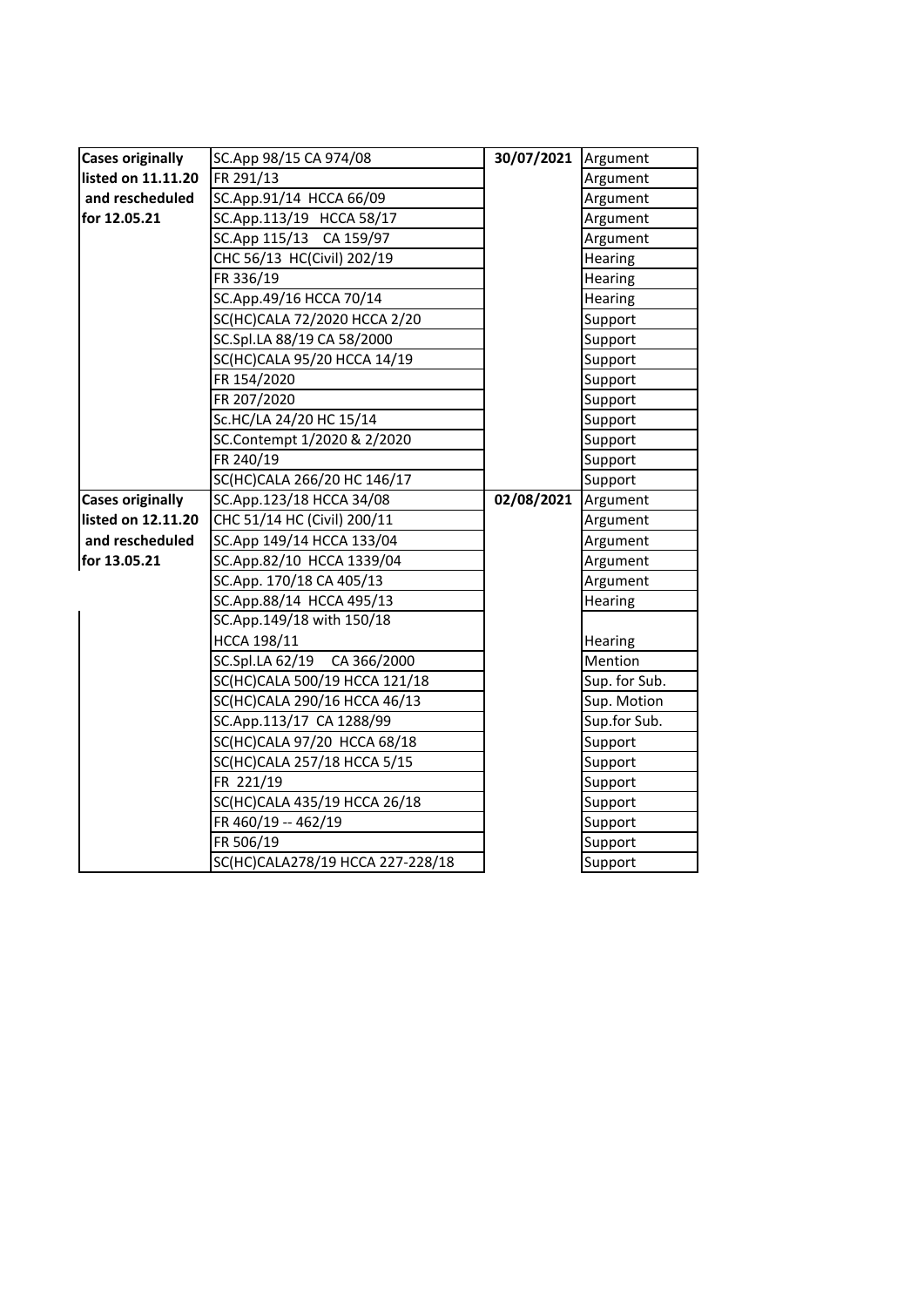| | | | |
|---|---|---|---|
| **Cases originally listed on 11.11.20 and rescheduled for 12.05.21** | SC.App 98/15 CA 974/08 | **30/07/2021** | Argument |
| | FR 291/13 | | Argument |
| | SC.App.91/14 HCCA 66/09 | | Argument |
| | SC.App.113/19 HCCA 58/17 | | Argument |
| | SC.App 115/13 CA 159/97 | | Argument |
| | CHC 56/13 HC(Civil) 202/19 | | Hearing |
| | FR 336/19 | | Hearing |
| | SC.App.49/16 HCCA 70/14 | | Hearing |
| | SC(HC)CALA 72/2020 HCCA 2/20 | | Support |
| | SC.Spl.LA 88/19 CA 58/2000 | | Support |
| | SC(HC)CALA 95/20 HCCA 14/19 | | Support |
| | FR 154/2020 | | Support |
| | FR 207/2020 | | Support |
| | Sc.HC/LA 24/20 HC 15/14 | | Support |
| | SC.Contempt 1/2020 & 2/2020 | | Support |
| | FR 240/19 | | Support |
| | SC(HC)CALA 266/20 HC 146/17 | | Support |
| **Cases originally listed on 12.11.20 and rescheduled for 13.05.21** | SC.App.123/18 HCCA 34/08 | **02/08/2021** | Argument |
| | CHC 51/14 HC (Civil) 200/11 | | Argument |
| | SC.App 149/14 HCCA 133/04 | | Argument |
| | SC.App.82/10 HCCA 1339/04 | | Argument |
| | SC.App. 170/18 CA 405/13 | | Argument |
| | SC.App.88/14 HCCA 495/13 | | Hearing |
| | SC.App.149/18 with 150/18 HCCA 198/11 | | Hearing |
| | SC.Spl.LA 62/19 CA 366/2000 | | Mention |
| | SC(HC)CALA 500/19 HCCA 121/18 | | Sup. for Sub. |
| | SC(HC)CALA 290/16 HCCA 46/13 | | Sup. Motion |
| | SC.App.113/17 CA 1288/99 | | Sup.for Sub. |
| | SC(HC)CALA 97/20 HCCA 68/18 | | Support |
| | SC(HC)CALA 257/18 HCCA 5/15 | | Support |
| | FR 221/19 | | Support |
| | SC(HC)CALA 435/19 HCCA 26/18 | | Support |
| | FR 460/19 -- 462/19 | | Support |
| | FR 506/19 | | Support |
| | SC(HC)CALA278/19 HCCA 227-228/18 | | Support |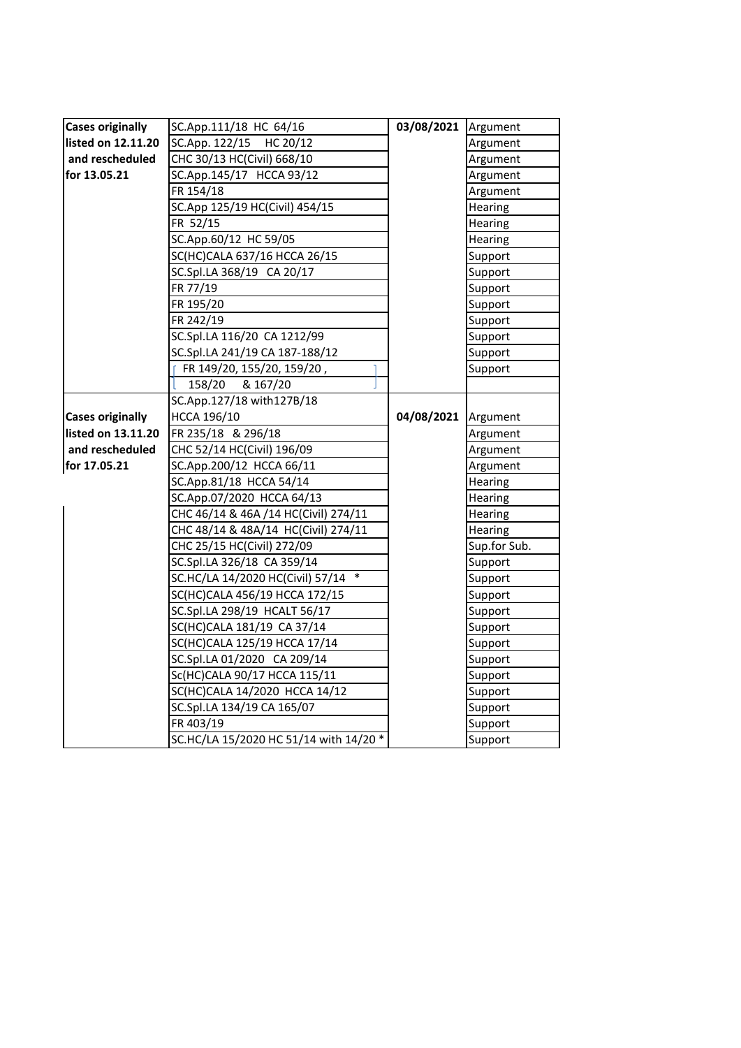| | | | |
|---|---|---|---|
| **Cases originally listed on 12.11.20 and rescheduled for 13.05.21** | SC.App.111/18 HC 64/16 | **03/08/2021** | Argument |
| | SC.App. 122/15 HC 20/12 | | Argument |
| | CHC 30/13 HC(Civil) 668/10 | | Argument |
| | SC.App.145/17 HCCA 93/12 | | Argument |
| | FR 154/18 | | Argument |
| | SC.App 125/19 HC(Civil) 454/15 | | Hearing |
| | FR 52/15 | | Hearing |
| | SC.App.60/12 HC 59/05 | | Hearing |
| | SC(HC)CALA 637/16 HCCA 26/15 | | Support |
| | SC.Spl.LA 368/19 CA 20/17 | | Support |
| | FR 77/19 | | Support |
| | FR 195/20 | | Support |
| | FR 242/19 | | Support |
| | SC.Spl.LA 116/20 CA 1212/99 | | Support |
| | SC.Spl.LA 241/19 CA 187-188/12 | | Support |
| | [ FR 149/20, 155/20, 159/20, 158/20 & 167/20 ] | | Support |
| **Cases originally listed on 13.11.20 and rescheduled for 17.05.21** | SC.App.127/18 with127B/18 HCCA 196/10 | **04/08/2021** | Argument |
| | FR 235/18 & 296/18 | | Argument |
| | CHC 52/14 HC(Civil) 196/09 | | Argument |
| | SC.App.200/12 HCCA 66/11 | | Argument |
| | SC.App.81/18 HCCA 54/14 | | Hearing |
| | SC.App.07/2020 HCCA 64/13 | | Hearing |
| | CHC 46/14 & 46A /14 HC(Civil) 274/11 | | Hearing |
| | CHC 48/14 & 48A/14 HC(Civil) 274/11 | | Hearing |
| | CHC 25/15 HC(Civil) 272/09 | | Sup.for Sub. |
| | SC.Spl.LA 326/18 CA 359/14 | | Support |
| | SC.HC/LA 14/2020 HC(Civil) 57/14 * | | Support |
| | SC(HC)CALA 456/19 HCCA 172/15 | | Support |
| | SC.Spl.LA 298/19 HCALT 56/17 | | Support |
| | SC(HC)CALA 181/19 CA 37/14 | | Support |
| | SC(HC)CALA 125/19 HCCA 17/14 | | Support |
| | SC.Spl.LA 01/2020 CA 209/14 | | Support |
| | Sc(HC)CALA 90/17 HCCA 115/11 | | Support |
| | SC(HC)CALA 14/2020 HCCA 14/12 | | Support |
| | SC.Spl.LA 134/19 CA 165/07 | | Support |
| | FR 403/19 | | Support |
| | SC.HC/LA 15/2020 HC 51/14 with 14/20 * | | Support |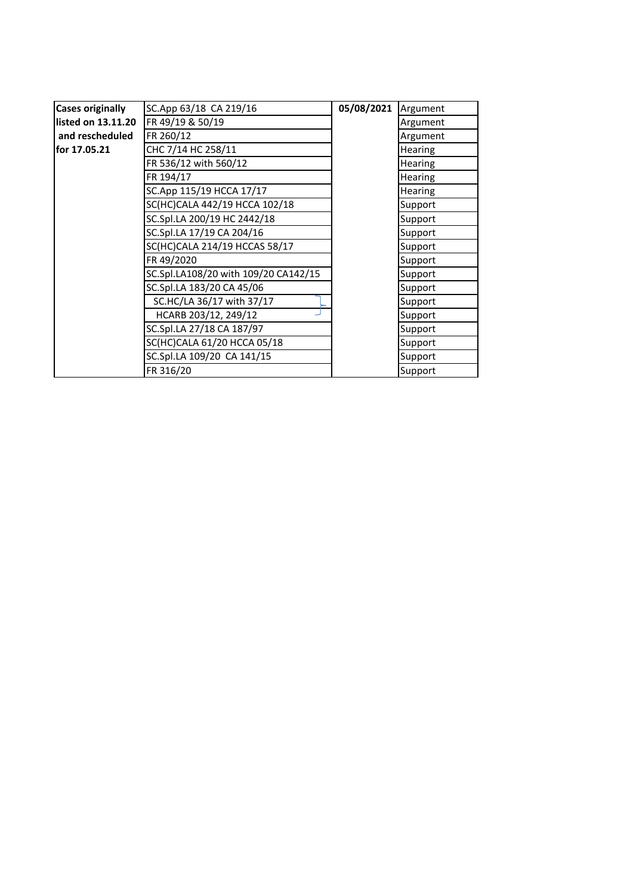| | | | |
|---|---|---|---|
| **Cases originally listed on 13.11.20 and rescheduled for 17.05.21** | SC.App 63/18 CA 219/16 | **05/08/2021** | Argument |
| | FR 49/19 & 50/19 | | Argument |
| | FR 260/12 | | Argument |
| | CHC 7/14 HC 258/11 | | Hearing |
| | FR 536/12 with 560/12 | | Hearing |
| | FR 194/17 | | Hearing |
| | SC.App 115/19 HCCA 17/17 | | Hearing |
| | SC(HC)CALA 442/19 HCCA 102/18 | | Support |
| | SC.Spl.LA 200/19 HC 2442/18 | | Support |
| | SC.Spl.LA 17/19 CA 204/16 | | Support |
| | SC(HC)CALA 214/19 HCCAS 58/17 | | Support |
| | FR 49/2020 | | Support |
| | SC.Spl.LA108/20 with 109/20 CA142/15 | | Support |
| | SC.Spl.LA 183/20 CA 45/06 | | Support |
| | SC.HC/LA 36/17 with 37/17 | | Support |
| | HCARB 203/12, 249/12 | | Support |
| | SC.Spl.LA 27/18 CA 187/97 | | Support |
| | SC(HC)CALA 61/20 HCCA 05/18 | | Support |
| | SC.Spl.LA 109/20 CA 141/15 | | Support |
| | FR 316/20 | | Support |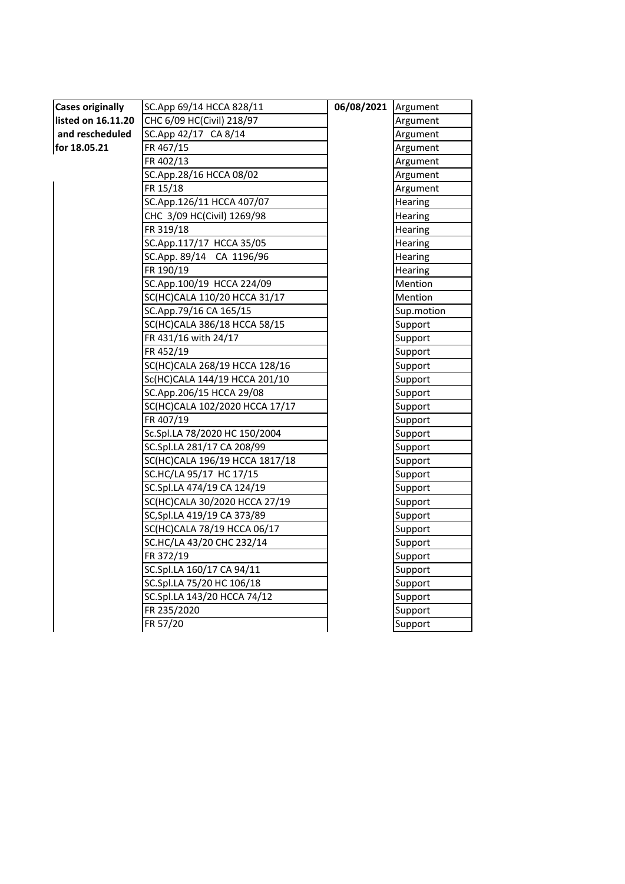| Cases originally listed on 16.11.20 and rescheduled for 18.05.21 | SC.App 69/14 HCCA 828/11 | 06/08/2021 | Argument |
|---|---|---|---|
| | CHC 6/09 HC(Civil) 218/97 | | Argument |
| | SC.App 42/17 CA 8/14 | | Argument |
| | FR 467/15 | | Argument |
| | FR 402/13 | | Argument |
| | SC.App.28/16 HCCA 08/02 | | Argument |
| | FR 15/18 | | Argument |
| | SC.App.126/11 HCCA 407/07 | | Hearing |
| | CHC 3/09 HC(Civil) 1269/98 | | Hearing |
| | FR 319/18 | | Hearing |
| | SC.App.117/17 HCCA 35/05 | | Hearing |
| | SC.App. 89/14 CA 1196/96 | | Hearing |
| | FR 190/19 | | Hearing |
| | SC.App.100/19 HCCA 224/09 | | Mention |
| | SC(HC)CALA 110/20 HCCA 31/17 | | Mention |
| | SC.App.79/16 CA 165/15 | | Sup.motion |
| | SC(HC)CALA 386/18 HCCA 58/15 | | Support |
| | FR 431/16 with 24/17 | | Support |
| | FR 452/19 | | Support |
| | SC(HC)CALA 268/19 HCCA 128/16 | | Support |
| | Sc(HC)CALA 144/19 HCCA 201/10 | | Support |
| | SC.App.206/15 HCCA 29/08 | | Support |
| | SC(HC)CALA 102/2020 HCCA 17/17 | | Support |
| | FR 407/19 | | Support |
| | Sc.Spl.LA 78/2020 HC 150/2004 | | Support |
| | SC.Spl.LA 281/17 CA 208/99 | | Support |
| | SC(HC)CALA 196/19 HCCA 1817/18 | | Support |
| | SC.HC/LA 95/17 HC 17/15 | | Support |
| | SC.Spl.LA 474/19 CA 124/19 | | Support |
| | SC(HC)CALA 30/2020 HCCA 27/19 | | Support |
| | SC,Spl.LA 419/19 CA 373/89 | | Support |
| | SC(HC)CALA 78/19 HCCA 06/17 | | Support |
| | SC.HC/LA 43/20 CHC 232/14 | | Support |
| | FR 372/19 | | Support |
| | SC.Spl.LA 160/17 CA 94/11 | | Support |
| | SC.Spl.LA 75/20 HC 106/18 | | Support |
| | SC.Spl.LA 143/20 HCCA 74/12 | | Support |
| | FR 235/2020 | | Support |
| | FR 57/20 | | Support |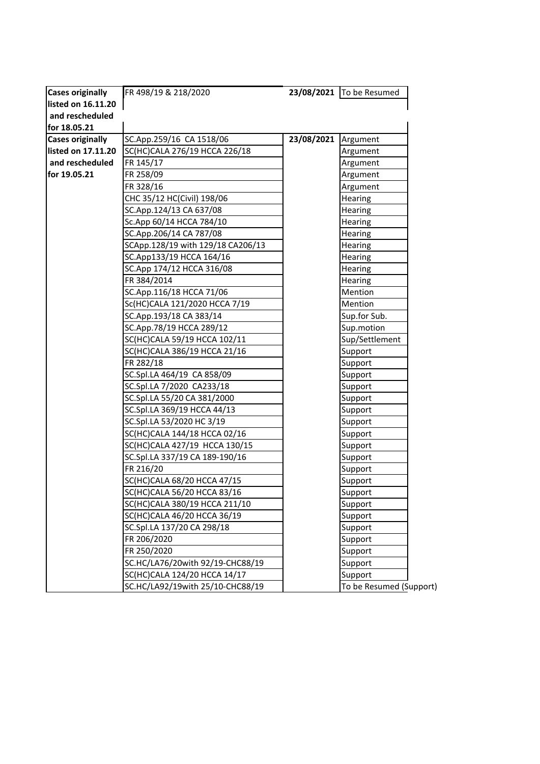| | | | |
|---|---|---|---|
| **Cases originally listed on 16.11.20 and rescheduled for 18.05.21** | FR 498/19 & 218/2020 | **23/08/2021** | To be Resumed |
| **Cases originally listed on 17.11.20 and rescheduled for 19.05.21** | SC.App.259/16 CA 1518/06 | **23/08/2021** | Argument |
| | SC(HC)CALA 276/19 HCCA 226/18 | | Argument |
| | FR 145/17 | | Argument |
| | FR 258/09 | | Argument |
| | FR 328/16 | | Argument |
| | CHC 35/12 HC(Civil) 198/06 | | Hearing |
| | SC.App.124/13 CA 637/08 | | Hearing |
| | Sc.App 60/14 HCCA 784/10 | | Hearing |
| | SC.App.206/14 CA 787/08 | | Hearing |
| | SCApp.128/19 with 129/18 CA206/13 | | Hearing |
| | SC.App133/19 HCCA 164/16 | | Hearing |
| | SC.App 174/12 HCCA 316/08 | | Hearing |
| | FR 384/2014 | | Hearing |
| | SC.App.116/18 HCCA 71/06 | | Mention |
| | Sc(HC)CALA 121/2020 HCCA 7/19 | | Mention |
| | SC.App.193/18 CA 383/14 | | Sup.for Sub. |
| | SC.App.78/19 HCCA 289/12 | | Sup.motion |
| | SC(HC)CALA 59/19 HCCA 102/11 | | Sup/Settlement |
| | SC(HC)CALA 386/19 HCCA 21/16 | | Support |
| | FR 282/18 | | Support |
| | SC.Spl.LA 464/19 CA 858/09 | | Support |
| | SC.Spl.LA 7/2020 CA233/18 | | Support |
| | SC.Spl.LA 55/20 CA 381/2000 | | Support |
| | SC.Spl.LA 369/19 HCCA 44/13 | | Support |
| | SC.Spl.LA 53/2020 HC 3/19 | | Support |
| | SC(HC)CALA 144/18 HCCA 02/16 | | Support |
| | SC(HC)CALA 427/19 HCCA 130/15 | | Support |
| | SC.Spl.LA 337/19 CA 189-190/16 | | Support |
| | FR 216/20 | | Support |
| | SC(HC)CALA 68/20 HCCA 47/15 | | Support |
| | SC(HC)CALA 56/20 HCCA 83/16 | | Support |
| | SC(HC)CALA 380/19 HCCA 211/10 | | Support |
| | SC(HC)CALA 46/20 HCCA 36/19 | | Support |
| | SC.Spl.LA 137/20 CA 298/18 | | Support |
| | FR 206/2020 | | Support |
| | FR 250/2020 | | Support |
| | SC.HC/LA76/20with 92/19-CHC88/19 | | Support |
| | SC(HC)CALA 124/20 HCCA 14/17 | | Support |
| | SC.HC/LA92/19with 25/10-CHC88/19 | | To be Resumed (Support) |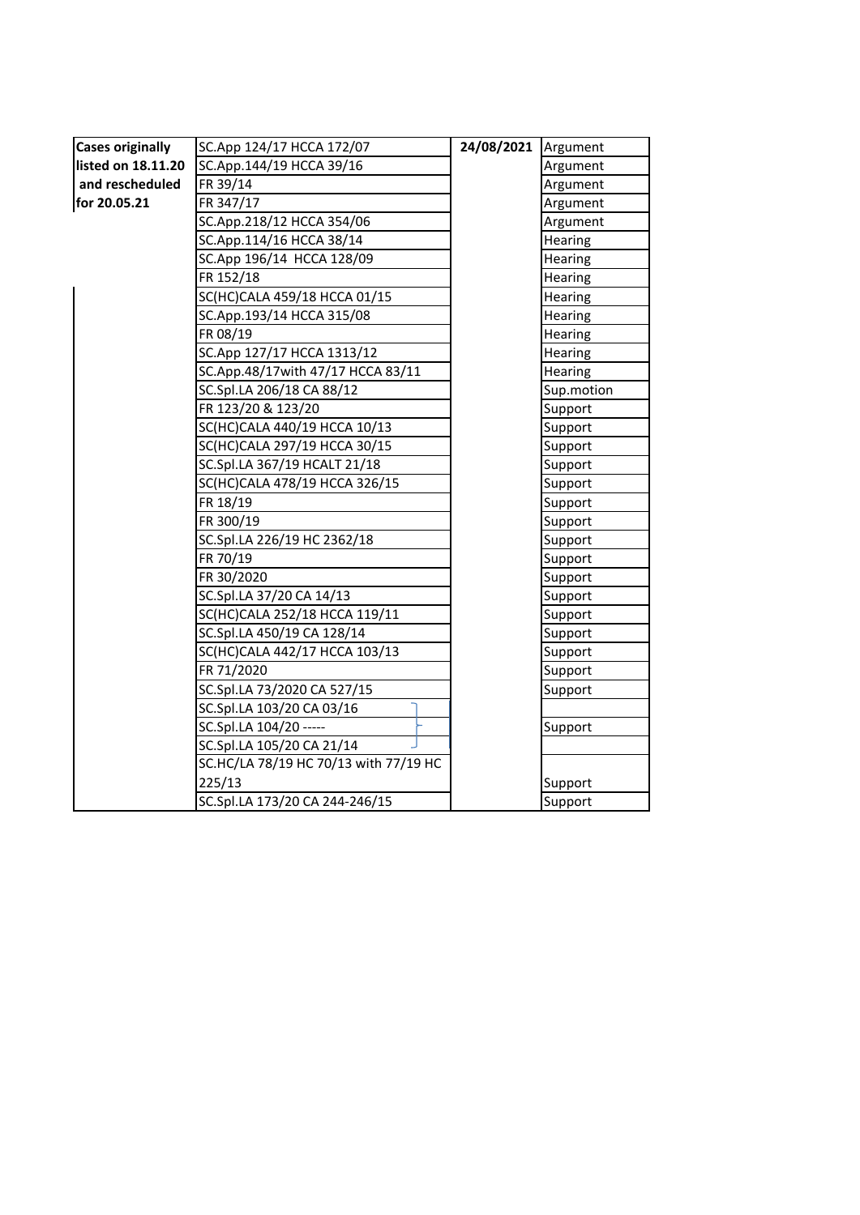| Cases originally listed on 18.11.20 and rescheduled for 20.05.21 | SC.App 124/17 HCCA 172/07 | 24/08/2021 | Argument |
|---|---|---|---|
| | SC.App.144/19 HCCA 39/16 | | Argument |
| | FR 39/14 | | Argument |
| | FR 347/17 | | Argument |
| | SC.App.218/12 HCCA 354/06 | | Argument |
| | SC.App.114/16 HCCA 38/14 | | Hearing |
| | SC.App 196/14 HCCA 128/09 | | Hearing |
| | FR 152/18 | | Hearing |
| | SC(HC)CALA 459/18 HCCA 01/15 | | Hearing |
| | SC.App.193/14 HCCA 315/08 | | Hearing |
| | FR 08/19 | | Hearing |
| | SC.App 127/17 HCCA 1313/12 | | Hearing |
| | SC.App.48/17with 47/17 HCCA 83/11 | | Hearing |
| | SC.Spl.LA 206/18 CA 88/12 | | Sup.motion |
| | FR 123/20 & 123/20 | | Support |
| | SC(HC)CALA 440/19 HCCA 10/13 | | Support |
| | SC(HC)CALA 297/19 HCCA 30/15 | | Support |
| | SC.Spl.LA 367/19 HCALT 21/18 | | Support |
| | SC(HC)CALA 478/19 HCCA 326/15 | | Support |
| | FR 18/19 | | Support |
| | FR 300/19 | | Support |
| | SC.Spl.LA 226/19 HC 2362/18 | | Support |
| | FR 70/19 | | Support |
| | FR 30/2020 | | Support |
| | SC.Spl.LA 37/20 CA 14/13 | | Support |
| | SC(HC)CALA 252/18 HCCA 119/11 | | Support |
| | SC.Spl.LA 450/19 CA 128/14 | | Support |
| | SC(HC)CALA 442/17 HCCA 103/13 | | Support |
| | FR 71/2020 | | Support |
| | SC.Spl.LA 73/2020 CA 527/15 | | Support |
| | SC.Spl.LA 103/20 CA 03/16 | | |
| | SC.Spl.LA 104/20 ----- | | Support |
| | SC.Spl.LA 105/20 CA 21/14 | | |
| | SC.HC/LA 78/19 HC 70/13 with 77/19 HC 225/13 | | Support |
| | SC.Spl.LA 173/20 CA 244-246/15 | | Support |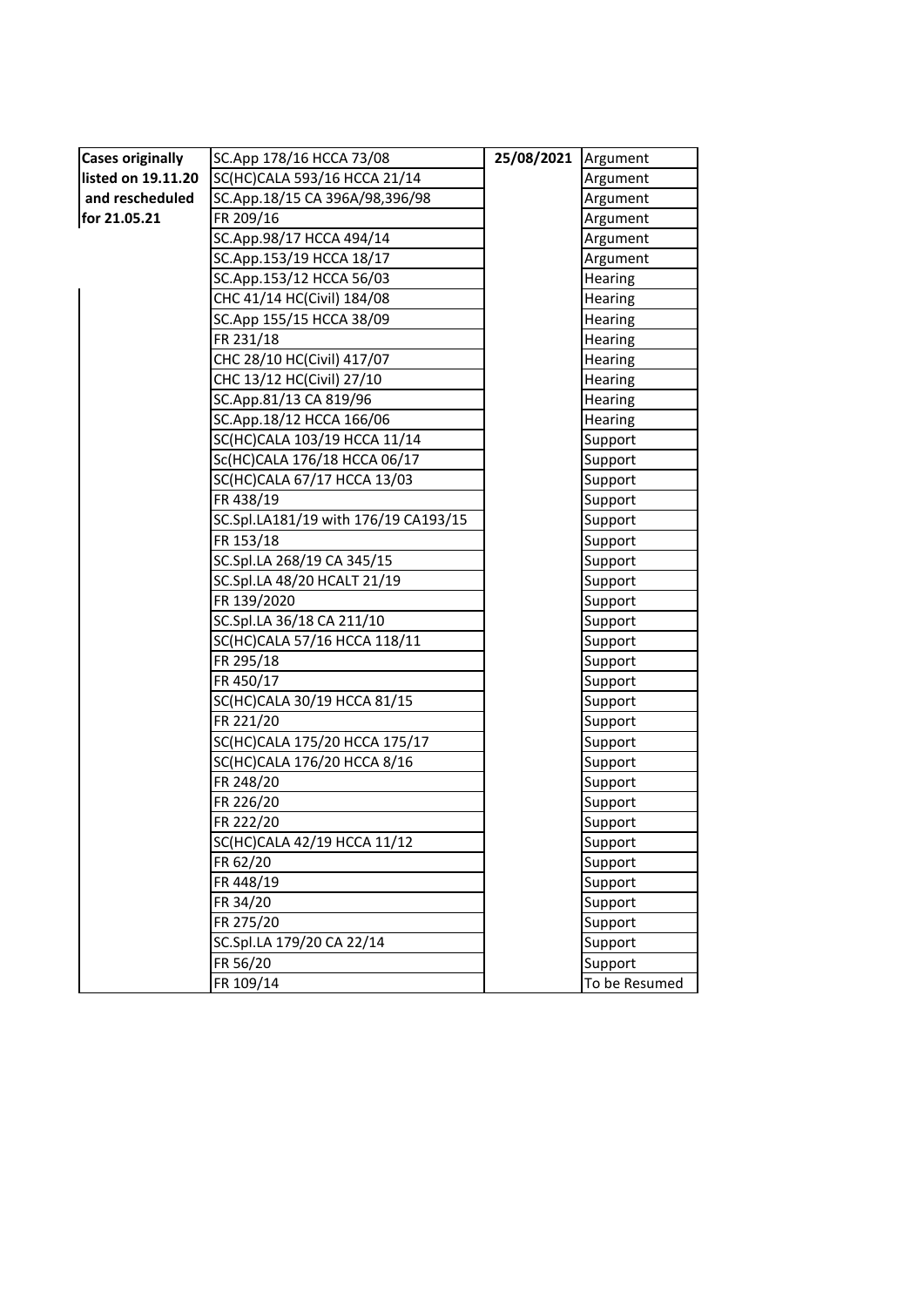| Cases originally listed on 19.11.20 and rescheduled for 21.05.21 | SC.App 178/16 HCCA 73/08 | 25/08/2021 | Argument |
|---|---|---|---|
| | SC(HC)CALA 593/16 HCCA 21/14 | | Argument |
| | SC.App.18/15 CA 396A/98,396/98 | | Argument |
| | FR 209/16 | | Argument |
| | SC.App.98/17 HCCA 494/14 | | Argument |
| | SC.App.153/19 HCCA 18/17 | | Argument |
| | SC.App.153/12 HCCA 56/03 | | Hearing |
| | CHC 41/14 HC(Civil) 184/08 | | Hearing |
| | SC.App 155/15 HCCA 38/09 | | Hearing |
| | FR 231/18 | | Hearing |
| | CHC 28/10 HC(Civil) 417/07 | | Hearing |
| | CHC 13/12 HC(Civil) 27/10 | | Hearing |
| | SC.App.81/13 CA 819/96 | | Hearing |
| | SC.App.18/12 HCCA 166/06 | | Hearing |
| | SC(HC)CALA 103/19 HCCA 11/14 | | Support |
| | Sc(HC)CALA 176/18 HCCA 06/17 | | Support |
| | SC(HC)CALA 67/17 HCCA 13/03 | | Support |
| | FR 438/19 | | Support |
| | SC.Spl.LA181/19 with 176/19 CA193/15 | | Support |
| | FR 153/18 | | Support |
| | SC.Spl.LA 268/19 CA 345/15 | | Support |
| | SC.Spl.LA 48/20 HCALT 21/19 | | Support |
| | FR 139/2020 | | Support |
| | SC.Spl.LA 36/18 CA 211/10 | | Support |
| | SC(HC)CALA 57/16 HCCA 118/11 | | Support |
| | FR 295/18 | | Support |
| | FR 450/17 | | Support |
| | SC(HC)CALA 30/19 HCCA 81/15 | | Support |
| | FR 221/20 | | Support |
| | SC(HC)CALA 175/20 HCCA 175/17 | | Support |
| | SC(HC)CALA 176/20 HCCA 8/16 | | Support |
| | FR 248/20 | | Support |
| | FR 226/20 | | Support |
| | FR 222/20 | | Support |
| | SC(HC)CALA 42/19 HCCA 11/12 | | Support |
| | FR 62/20 | | Support |
| | FR 448/19 | | Support |
| | FR 34/20 | | Support |
| | FR 275/20 | | Support |
| | SC.Spl.LA 179/20 CA 22/14 | | Support |
| | FR 56/20 | | Support |
| | FR 109/14 | | To be Resumed |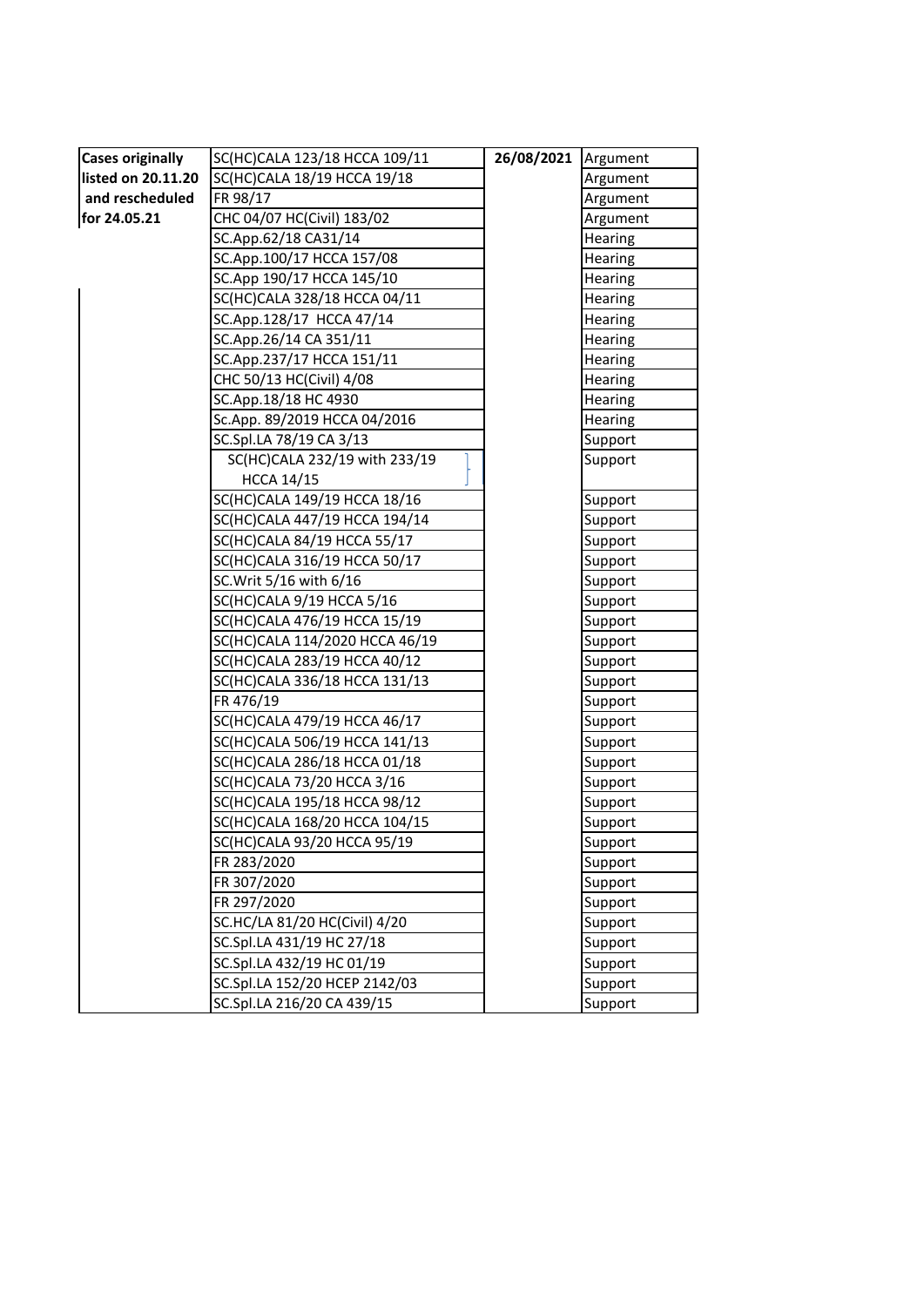| | | | |
|---|---|---|---|
| **Cases originally listed on 20.11.20 and rescheduled for 24.05.21** | SC(HC)CALA 123/18 HCCA 109/11 | **26/08/2021** | Argument |
| | SC(HC)CALA 18/19 HCCA 19/18 | | Argument |
| | FR 98/17 | | Argument |
| | CHC 04/07 HC(Civil) 183/02 | | Argument |
| | SC.App.62/18 CA31/14 | | Hearing |
| | SC.App.100/17 HCCA 157/08 | | Hearing |
| | SC.App 190/17 HCCA 145/10 | | Hearing |
| | SC(HC)CALA 328/18 HCCA 04/11 | | Hearing |
| | SC.App.128/17 HCCA 47/14 | | Hearing |
| | SC.App.26/14 CA 351/11 | | Hearing |
| | SC.App.237/17 HCCA 151/11 | | Hearing |
| | CHC 50/13 HC(Civil) 4/08 | | Hearing |
| | SC.App.18/18 HC 4930 | | Hearing |
| | Sc.App. 89/2019 HCCA 04/2016 | | Hearing |
| | SC.Spl.LA 78/19 CA 3/13 | | Support |
| | SC(HC)CALA 232/19 with 233/19 HCCA 14/15 | | Support |
| | SC(HC)CALA 149/19 HCCA 18/16 | | Support |
| | SC(HC)CALA 447/19 HCCA 194/14 | | Support |
| | SC(HC)CALA 84/19 HCCA 55/17 | | Support |
| | SC(HC)CALA 316/19 HCCA 50/17 | | Support |
| | SC.Writ 5/16 with 6/16 | | Support |
| | SC(HC)CALA 9/19 HCCA 5/16 | | Support |
| | SC(HC)CALA 476/19 HCCA 15/19 | | Support |
| | SC(HC)CALA 114/2020 HCCA 46/19 | | Support |
| | SC(HC)CALA 283/19 HCCA 40/12 | | Support |
| | SC(HC)CALA 336/18 HCCA 131/13 | | Support |
| | FR 476/19 | | Support |
| | SC(HC)CALA 479/19 HCCA 46/17 | | Support |
| | SC(HC)CALA 506/19 HCCA 141/13 | | Support |
| | SC(HC)CALA 286/18 HCCA 01/18 | | Support |
| | SC(HC)CALA 73/20 HCCA 3/16 | | Support |
| | SC(HC)CALA 195/18 HCCA 98/12 | | Support |
| | SC(HC)CALA 168/20 HCCA 104/15 | | Support |
| | SC(HC)CALA 93/20 HCCA 95/19 | | Support |
| | FR 283/2020 | | Support |
| | FR 307/2020 | | Support |
| | FR 297/2020 | | Support |
| | SC.HC/LA 81/20 HC(Civil) 4/20 | | Support |
| | SC.Spl.LA 431/19 HC 27/18 | | Support |
| | SC.Spl.LA 432/19 HC 01/19 | | Support |
| | SC.Spl.LA 152/20 HCEP 2142/03 | | Support |
| | SC.Spl.LA 216/20 CA 439/15 | | Support |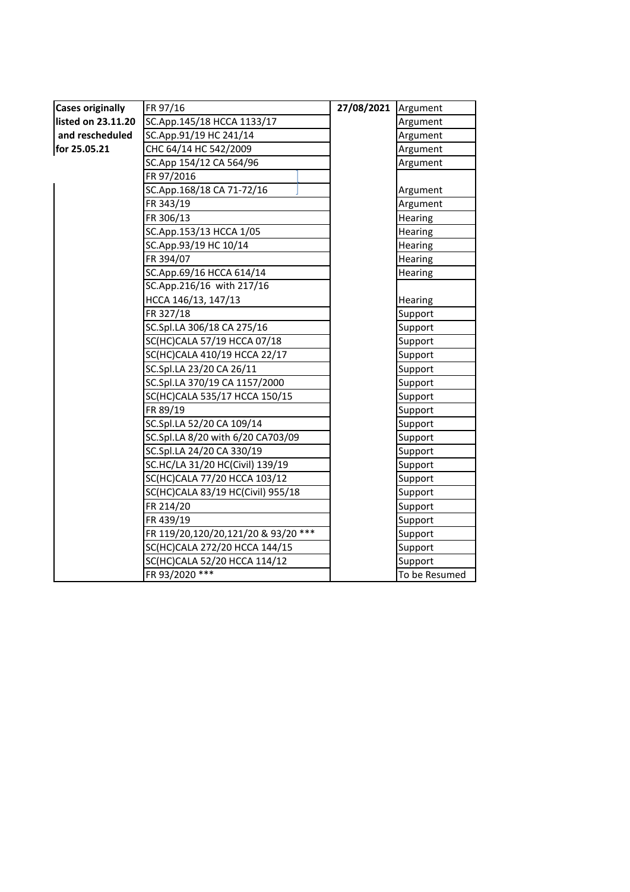| Cases originally listed on 23.11.20 and rescheduled for 25.05.21 | FR 97/16 | 27/08/2021 | Argument |
|---|---|---|---|
| | SC.App.145/18 HCCA 1133/17 | | Argument |
| | SC.App.91/19 HC 241/14 | | Argument |
| | CHC 64/14 HC 542/2009 | | Argument |
| | SC.App 154/12 CA 564/96 | | Argument |
| | FR 97/2016 | | |
| | SC.App.168/18 CA 71-72/16 | | Argument |
| | FR 343/19 | | Argument |
| | FR 306/13 | | Hearing |
| | SC.App.153/13 HCCA 1/05 | | Hearing |
| | SC.App.93/19 HC 10/14 | | Hearing |
| | FR 394/07 | | Hearing |
| | SC.App.69/16 HCCA 614/14 | | Hearing |
| | SC.App.216/16 with 217/16 HCCA 146/13, 147/13 | | Hearing |
| | FR 327/18 | | Support |
| | SC.Spl.LA 306/18 CA 275/16 | | Support |
| | SC(HC)CALA 57/19 HCCA 07/18 | | Support |
| | SC(HC)CALA 410/19 HCCA 22/17 | | Support |
| | SC.Spl.LA 23/20 CA 26/11 | | Support |
| | SC.Spl.LA 370/19 CA 1157/2000 | | Support |
| | SC(HC)CALA 535/17 HCCA 150/15 | | Support |
| | FR 89/19 | | Support |
| | SC.Spl.LA 52/20 CA 109/14 | | Support |
| | SC.Spl.LA 8/20 with 6/20 CA703/09 | | Support |
| | SC.Spl.LA 24/20 CA 330/19 | | Support |
| | SC.HC/LA 31/20 HC(Civil) 139/19 | | Support |
| | SC(HC)CALA 77/20 HCCA 103/12 | | Support |
| | SC(HC)CALA 83/19 HC(Civil) 955/18 | | Support |
| | FR 214/20 | | Support |
| | FR 439/19 | | Support |
| | FR 119/20,120/20,121/20 & 93/20 *** | | Support |
| | SC(HC)CALA 272/20 HCCA 144/15 | | Support |
| | SC(HC)CALA 52/20 HCCA 114/12 | | Support |
| | FR 93/2020 *** | | To be Resumed |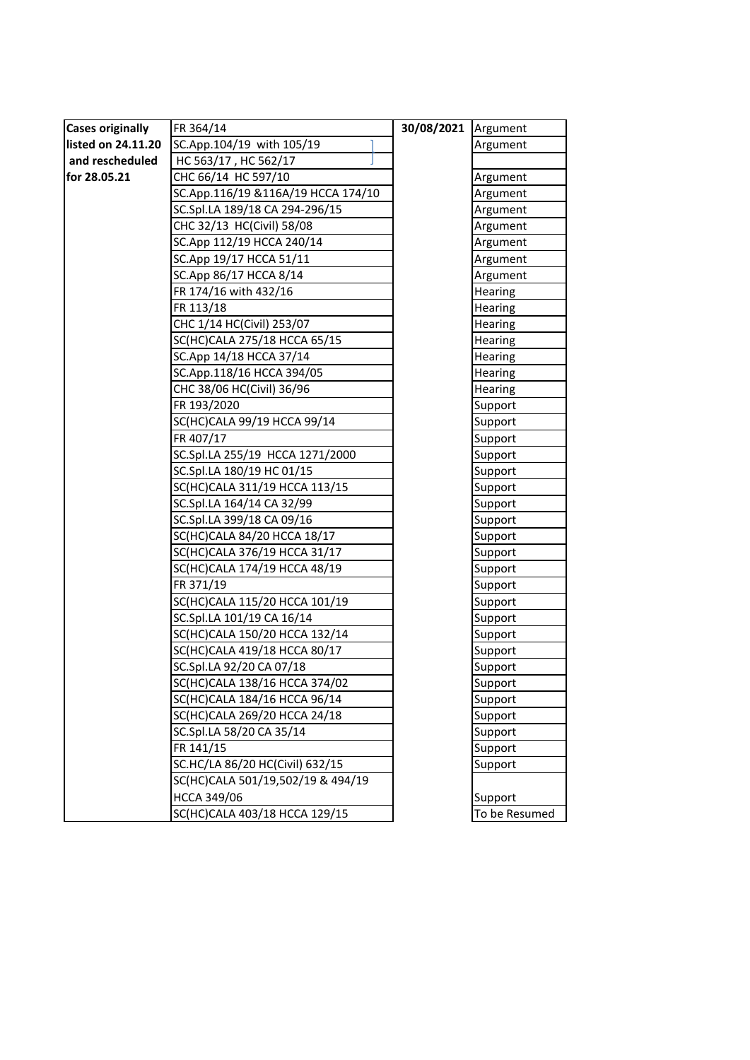| Cases originally listed on 24.11.20 and rescheduled for 28.05.21 | FR 364/14 | 30/08/2021 | Argument |
|---|---|---|---|
| | SC.App.104/19 with 105/19 | | Argument |
| | HC 563/17 , HC 562/17 | | |
| | CHC 66/14 HC 597/10 | | Argument |
| | SC.App.116/19 &116A/19 HCCA 174/10 | | Argument |
| | SC.Spl.LA 189/18 CA 294-296/15 | | Argument |
| | CHC 32/13 HC(Civil) 58/08 | | Argument |
| | SC.App 112/19 HCCA 240/14 | | Argument |
| | SC.App 19/17 HCCA 51/11 | | Argument |
| | SC.App 86/17 HCCA 8/14 | | Argument |
| | FR 174/16 with 432/16 | | Hearing |
| | FR 113/18 | | Hearing |
| | CHC 1/14 HC(Civil) 253/07 | | Hearing |
| | SC(HC)CALA 275/18 HCCA 65/15 | | Hearing |
| | SC.App 14/18 HCCA 37/14 | | Hearing |
| | SC.App.118/16 HCCA 394/05 | | Hearing |
| | CHC 38/06 HC(Civil) 36/96 | | Hearing |
| | FR 193/2020 | | Support |
| | SC(HC)CALA 99/19 HCCA 99/14 | | Support |
| | FR 407/17 | | Support |
| | SC.Spl.LA 255/19 HCCA 1271/2000 | | Support |
| | SC.Spl.LA 180/19 HC 01/15 | | Support |
| | SC(HC)CALA 311/19 HCCA 113/15 | | Support |
| | SC.Spl.LA 164/14 CA 32/99 | | Support |
| | SC.Spl.LA 399/18 CA 09/16 | | Support |
| | SC(HC)CALA 84/20 HCCA 18/17 | | Support |
| | SC(HC)CALA 376/19 HCCA 31/17 | | Support |
| | SC(HC)CALA 174/19 HCCA 48/19 | | Support |
| | FR 371/19 | | Support |
| | SC(HC)CALA 115/20 HCCA 101/19 | | Support |
| | SC.Spl.LA 101/19 CA 16/14 | | Support |
| | SC(HC)CALA 150/20 HCCA 132/14 | | Support |
| | SC(HC)CALA 419/18 HCCA 80/17 | | Support |
| | SC.Spl.LA 92/20 CA 07/18 | | Support |
| | SC(HC)CALA 138/16 HCCA 374/02 | | Support |
| | SC(HC)CALA 184/16 HCCA 96/14 | | Support |
| | SC(HC)CALA 269/20 HCCA 24/18 | | Support |
| | SC.Spl.LA 58/20 CA 35/14 | | Support |
| | FR 141/15 | | Support |
| | SC.HC/LA 86/20 HC(Civil) 632/15 | | Support |
| | SC(HC)CALA 501/19,502/19 & 494/19 HCCA 349/06 | | Support |
| | SC(HC)CALA 403/18 HCCA 129/15 | | To be Resumed |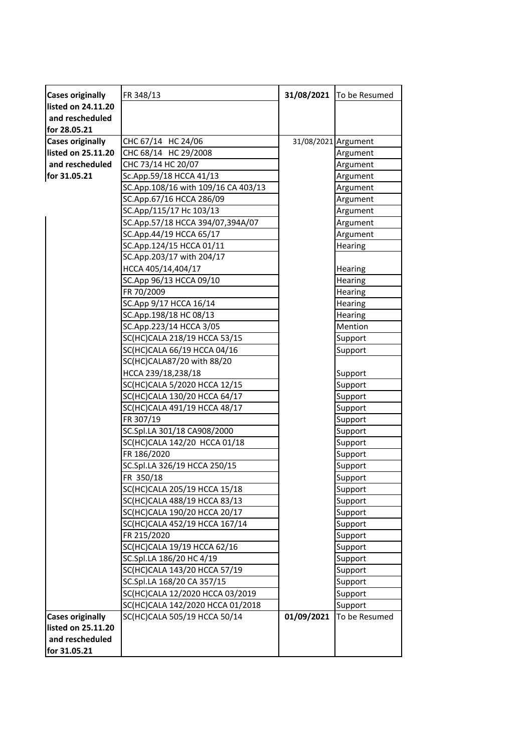| | | | |
|---|---|---|---|
| **Cases originally listed on 24.11.20 and rescheduled for 28.05.21** | FR 348/13 | **31/08/2021** | To be Resumed |
| **Cases originally listed on 25.11.20 and rescheduled for 31.05.21** | CHC 67/14 HC 24/06 | 31/08/2021 | Argument |
| | CHC 68/14 HC 29/2008 | | Argument |
| | CHC 73/14 HC 20/07 | | Argument |
| | Sc.App.59/18 HCCA 41/13 | | Argument |
| | SC.App.108/16 with 109/16 CA 403/13 | | Argument |
| | SC.App.67/16 HCCA 286/09 | | Argument |
| | SC.App/115/17 Hc 103/13 | | Argument |
| | SC.App.57/18 HCCA 394/07,394A/07 | | Argument |
| | SC.App.44/19 HCCA 65/17 | | Argument |
| | SC.App.124/15 HCCA 01/11 | | Hearing |
| | SC.App.203/17 with 204/17 HCCA 405/14,404/17 | | Hearing |
| | SC.App 96/13 HCCA 09/10 | | Hearing |
| | FR 70/2009 | | Hearing |
| | SC.App 9/17 HCCA 16/14 | | Hearing |
| | SC.App.198/18 HC 08/13 | | Hearing |
| | SC.App.223/14 HCCA 3/05 | | Mention |
| | SC(HC)CALA 218/19 HCCA 53/15 | | Support |
| | SC(HC)CALA 66/19 HCCA 04/16 | | Support |
| | SC(HC)CALA87/20 with 88/20 HCCA 239/18,238/18 | | Support |
| | SC(HC)CALA 5/2020 HCCA 12/15 | | Support |
| | SC(HC)CALA 130/20 HCCA 64/17 | | Support |
| | SC(HC)CALA 491/19 HCCA 48/17 | | Support |
| | FR 307/19 | | Support |
| | SC.Spl.LA 301/18 CA908/2000 | | Support |
| | SC(HC)CALA 142/20 HCCA 01/18 | | Support |
| | FR 186/2020 | | Support |
| | SC.Spl.LA 326/19 HCCA 250/15 | | Support |
| | FR 350/18 | | Support |
| | SC(HC)CALA 205/19 HCCA 15/18 | | Support |
| | SC(HC)CALA 488/19 HCCA 83/13 | | Support |
| | SC(HC)CALA 190/20 HCCA 20/17 | | Support |
| | SC(HC)CALA 452/19 HCCA 167/14 | | Support |
| | FR 215/2020 | | Support |
| | SC(HC)CALA 19/19 HCCA 62/16 | | Support |
| | SC.Spl.LA 186/20 HC 4/19 | | Support |
| | SC(HC)CALA 143/20 HCCA 57/19 | | Support |
| | SC.Spl.LA 168/20 CA 357/15 | | Support |
| | SC(HC)CALA 12/2020 HCCA 03/2019 | | Support |
| | SC(HC)CALA 142/2020 HCCA 01/2018 | | Support |
| **Cases originally listed on 25.11.20 and rescheduled for 31.05.21** | SC(HC)CALA 505/19 HCCA 50/14 | **01/09/2021** | To be Resumed |